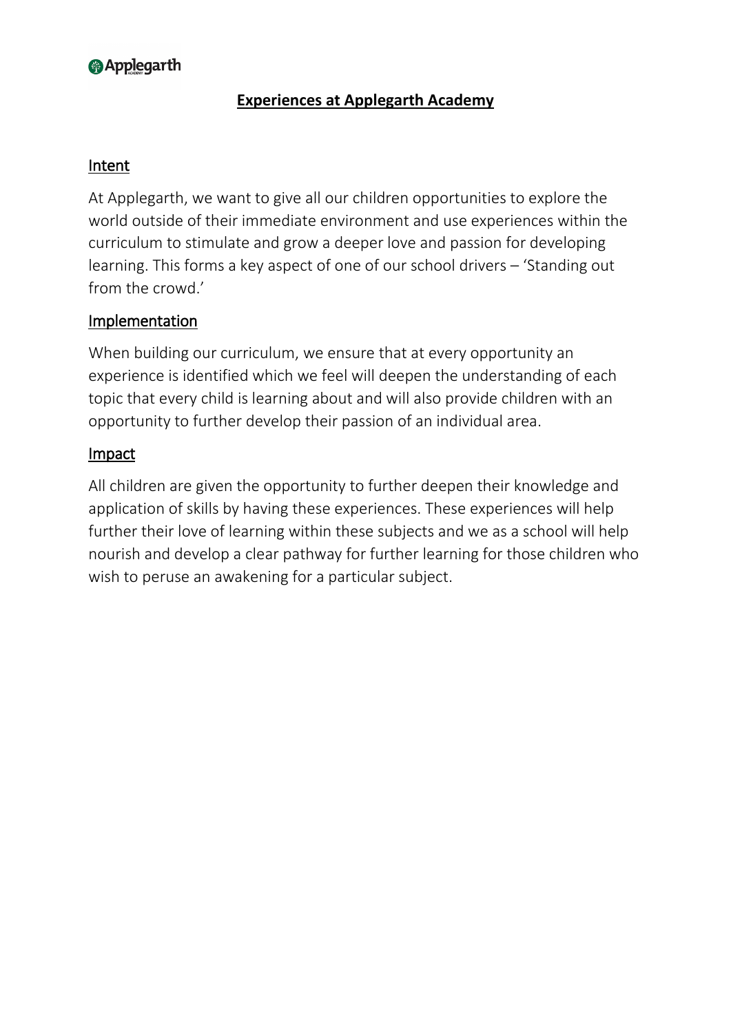Applegarth

# Experiences at Applegarth Academy

## Intent

At Applegarth, we want to give all our children opportunities to explore the world outside of their immediate environment and use experiences within the curriculum to stimulate and grow a deeper love and passion for developing learning. This forms a key aspect of one of our school drivers – 'Standing out from the crowd.'

## Implementation

When building our curriculum, we ensure that at every opportunity an experience is identified which we feel will deepen the understanding of each topic that every child is learning about and will also provide children with an opportunity to further develop their passion of an individual area.

## Impact

All children are given the opportunity to further deepen their knowledge and application of skills by having these experiences. These experiences will help further their love of learning within these subjects and we as a school will help nourish and develop a clear pathway for further learning for those children who wish to peruse an awakening for a particular subject.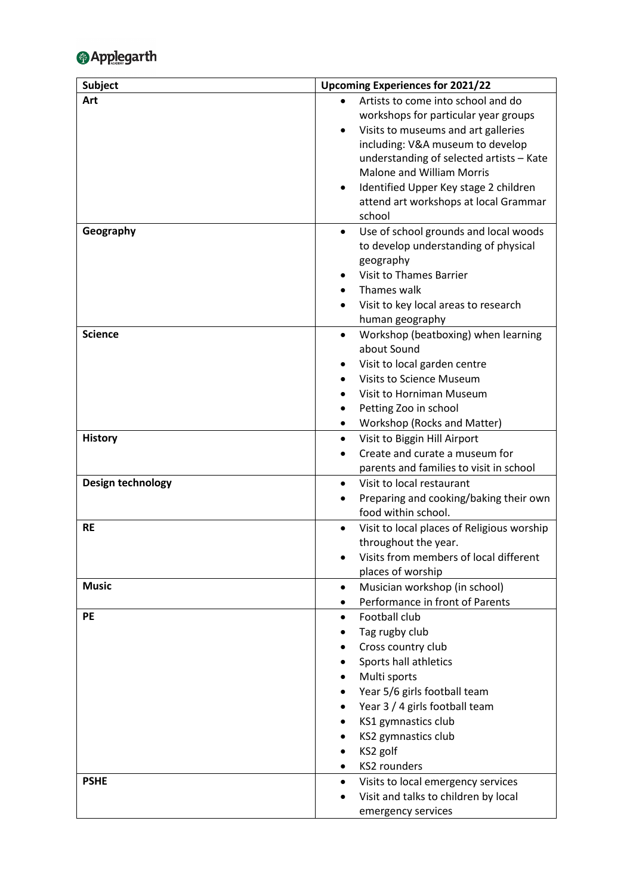Applegarth

| Subject | Upcoming Experiences for 2021/22 |
| --- | --- |
| **Art** | • Artists to come into school and do workshops for particular year groups<br>• Visits to museums and art galleries including: V&A museum to develop understanding of selected artists – Kate Malone and William Morris<br>• Identified Upper Key stage 2 children attend art workshops at local Grammar school |
| **Geography** | • Use of school grounds and local woods to develop understanding of physical geography<br>• Visit to Thames Barrier<br>• Thames walk<br>• Visit to key local areas to research human geography |
| **Science** | • Workshop (beatboxing) when learning about Sound<br>• Visit to local garden centre<br>• Visits to Science Museum<br>• Visit to Horniman Museum<br>• Petting Zoo in school<br>• Workshop (Rocks and Matter) |
| **History** | • Visit to Biggin Hill Airport<br>• Create and curate a museum for parents and families to visit in school |
| **Design technology** | • Visit to local restaurant<br>• Preparing and cooking/baking their own food within school. |
| **RE** | • Visit to local places of Religious worship throughout the year.<br>• Visits from members of local different places of worship |
| **Music** | • Musician workshop (in school)<br>• Performance in front of Parents |
| **PE** | • Football club<br>• Tag rugby club<br>• Cross country club<br>• Sports hall athletics<br>• Multi sports<br>• Year 5/6 girls football team<br>• Year 3 / 4 girls football team<br>• KS1 gymnastics club<br>• KS2 gymnastics club<br>• KS2 golf<br>• KS2 rounders |
| **PSHE** | • Visits to local emergency services<br>• Visit and talks to children by local emergency services |